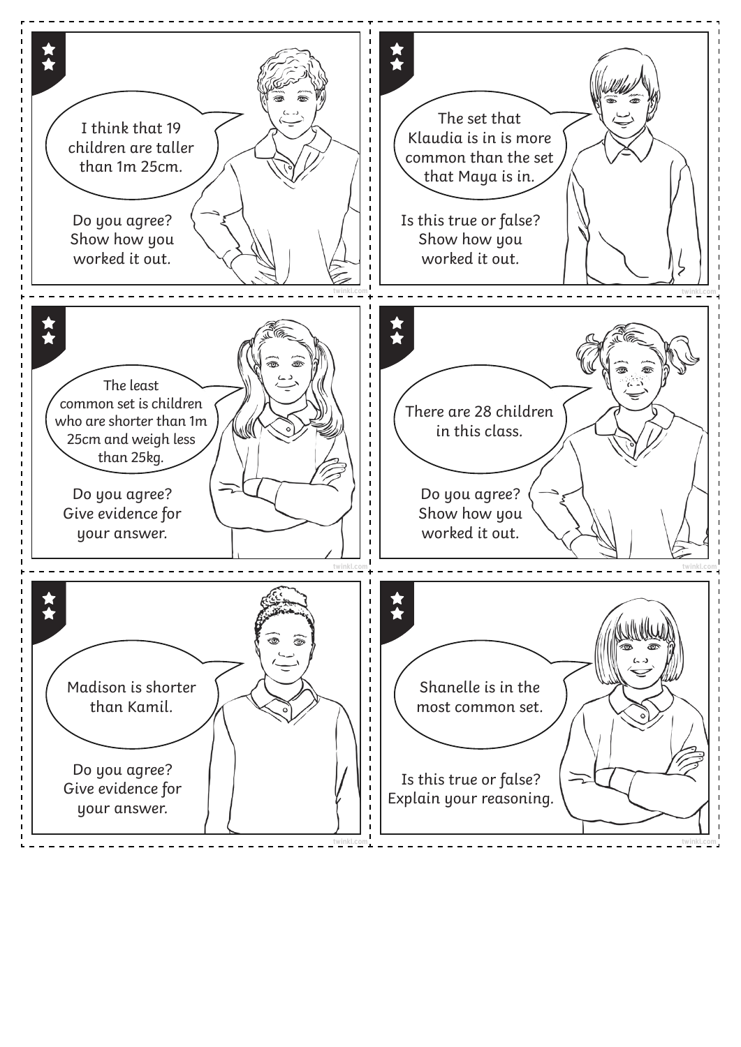I think that 19 children are taller than 1m 25cm.

Do you agree? Show how you worked it out.

---

The set that Klaudia is in is more common than the set that Maya is in.

Is this true or false? Show how you worked it out.

---

The least common set is children who are shorter than 1m 25cm and weigh less than 25kg.

Do you agree? Give evidence for your answer.

---

There are 28 children in this class.

Do you agree? Show how you worked it out.

---

Madison is shorter than Kamil.

Do you agree? Give evidence for your answer.

---

Shanelle is in the most common set.

Is this true or false? Explain your reasoning.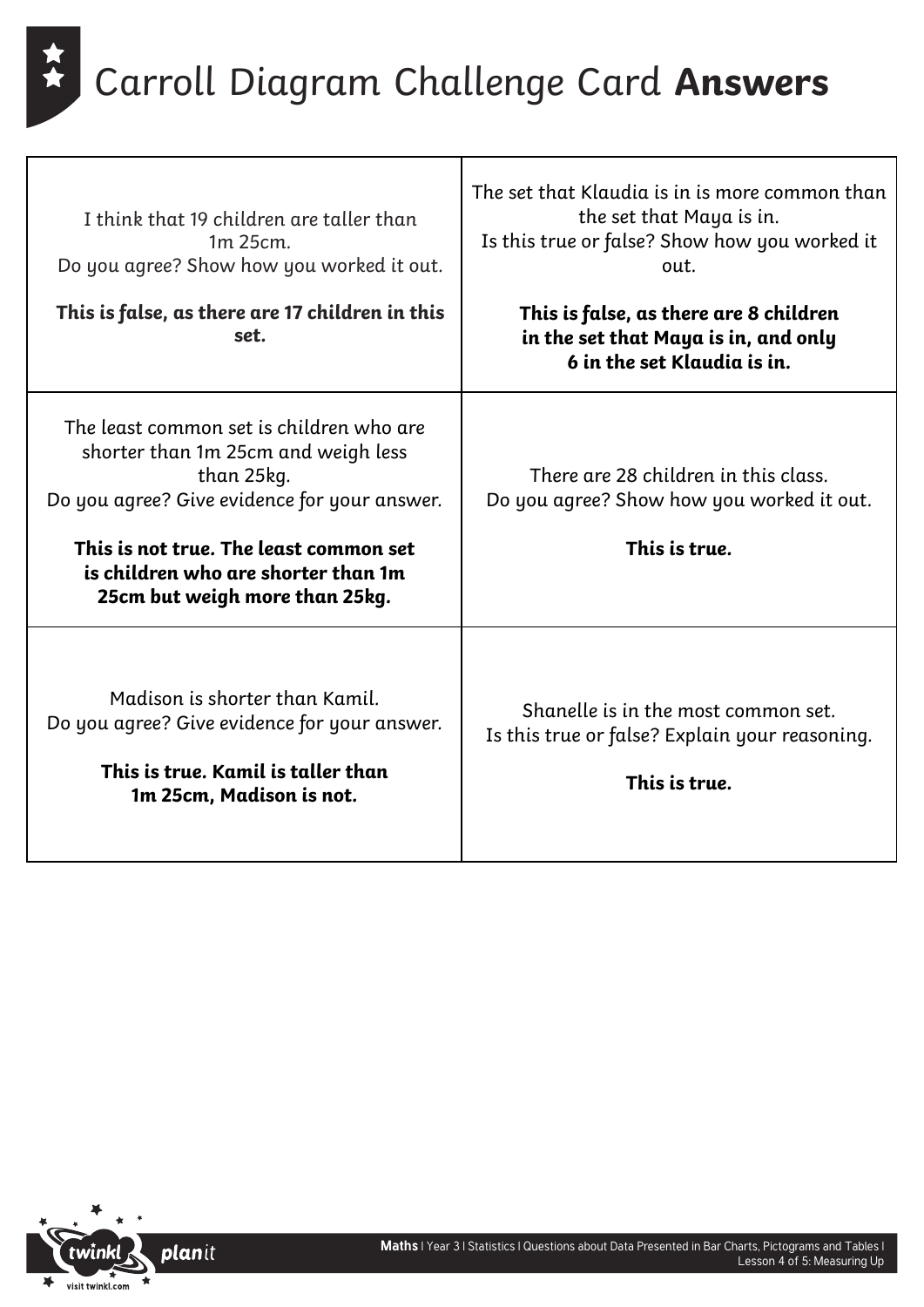# Carroll Diagram Challenge Card **Answers**

| | |
|---|---|
| I think that 19 children are taller than 1m 25cm.<br>Do you agree? Show how you worked it out.<br><br>**This is false, as there are 17 children in this set.** | The set that Klaudia is in is more common than the set that Maya is in.<br>Is this true or false? Show how you worked it out.<br><br>**This is false, as there are 8 children in the set that Maya is in, and only 6 in the set Klaudia is in.** |
| The least common set is children who are shorter than 1m 25cm and weigh less than 25kg.<br>Do you agree? Give evidence for your answer.<br><br>**This is not true. The least common set is children who are shorter than 1m 25cm but weigh more than 25kg.** | There are 28 children in this class.<br>Do you agree? Show how you worked it out.<br><br>**This is true.** |
| Madison is shorter than Kamil.<br>Do you agree? Give evidence for your answer.<br><br>**This is true. Kamil is taller than 1m 25cm, Madison is not.** | Shanelle is in the most common set.<br>Is this true or false? Explain your reasoning.<br><br>**This is true.** |